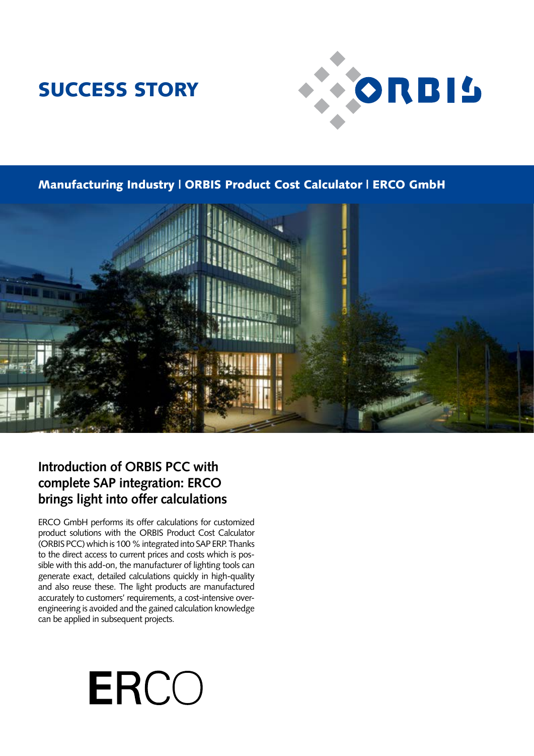# SUCCESS STORY

ORBIS

**Manufacturing Industry | ORBIS Product Cost Calculator | ERCO GmbH**

## Introduction of ORBIS PCC with complete SAP integration: ERCO brings light into offer calculations

ERCO GmbH performs its offer calculations for customized product solutions with the ORBIS Product Cost Calculator (ORBIS PCC) which is 100 % integrated into SAP ERP. Thanks to the direct access to current prices and costs which is possible with this add-on, the manufacturer of lighting tools can generate exact, detailed calculations quickly in high-quality and also reuse these. The light products are manufactured accurately to customers' requirements, a cost-intensive over-engineering is avoided and the gained calculation knowledge can be applied in subsequent projects.

ERCO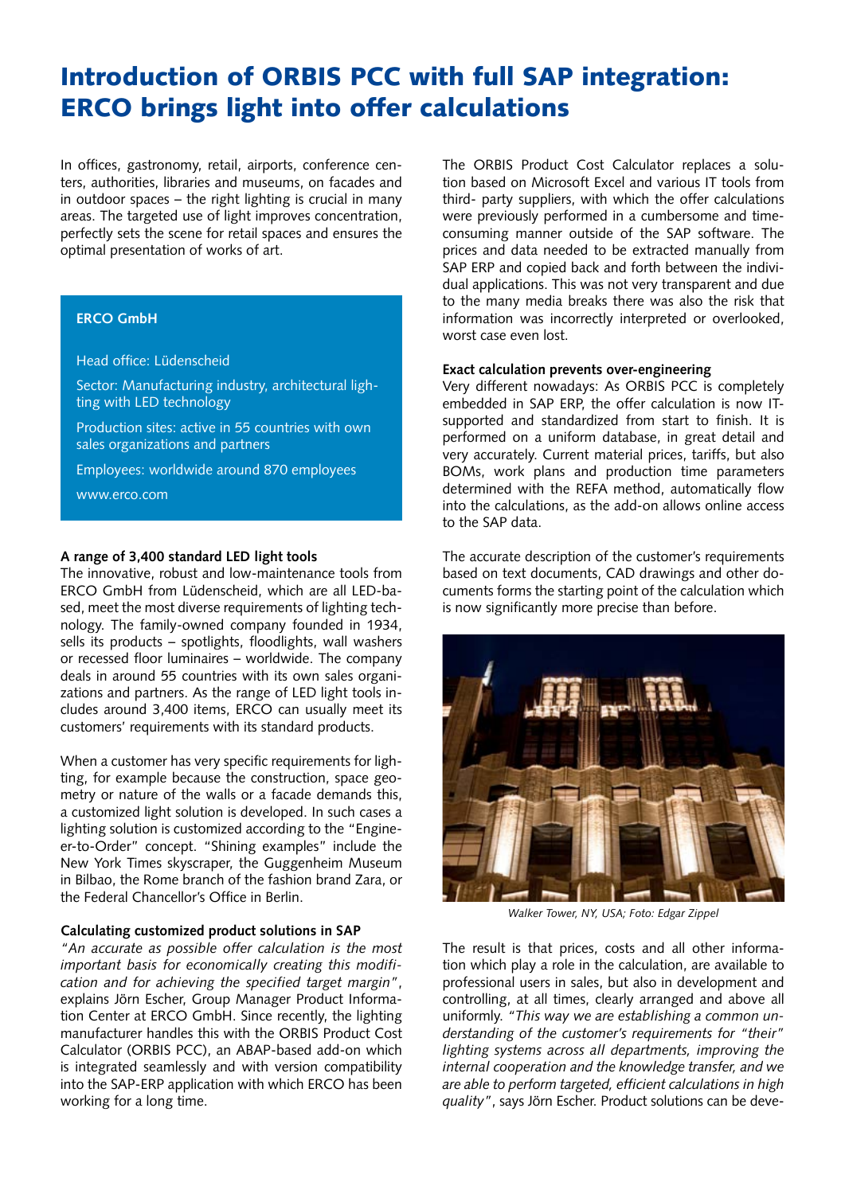# Introduction of ORBIS PCC with full SAP integration: ERCO brings light into offer calculations

In offices, gastronomy, retail, airports, conference centers, authorities, libraries and museums, on facades and in outdoor spaces – the right lighting is crucial in many areas. The targeted use of light improves concentration, perfectly sets the scene for retail spaces and ensures the optimal presentation of works of art.

**ERCO GmbH**

Head office: Lüdenscheid

Sector: Manufacturing industry, architectural lighting with LED technology

Production sites: active in 55 countries with own sales organizations and partners

Employees: worldwide around 870 employees

www.erco.com

**A range of 3,400 standard LED light tools**

The innovative, robust and low-maintenance tools from ERCO GmbH from Lüdenscheid, which are all LED-based, meet the most diverse requirements of lighting technology. The family-owned company founded in 1934, sells its products – spotlights, floodlights, wall washers or recessed floor luminaires – worldwide. The company deals in around 55 countries with its own sales organizations and partners. As the range of LED light tools includes around 3,400 items, ERCO can usually meet its customers' requirements with its standard products.

When a customer has very specific requirements for lighting, for example because the construction, space geometry or nature of the walls or a facade demands this, a customized light solution is developed. In such cases a lighting solution is customized according to the "Engineer-to-Order" concept. "Shining examples" include the New York Times skyscraper, the Guggenheim Museum in Bilbao, the Rome branch of the fashion brand Zara, or the Federal Chancellor's Office in Berlin.

**Calculating customized product solutions in SAP**

*"An accurate as possible offer calculation is the most important basis for economically creating this modification and for achieving the specified target margin"*, explains Jörn Escher, Group Manager Product Information Center at ERCO GmbH. Since recently, the lighting manufacturer handles this with the ORBIS Product Cost Calculator (ORBIS PCC), an ABAP-based add-on which is integrated seamlessly and with version compatibility into the SAP-ERP application with which ERCO has been working for a long time.

The ORBIS Product Cost Calculator replaces a solution based on Microsoft Excel and various IT tools from third- party suppliers, with which the offer calculations were previously performed in a cumbersome and time-consuming manner outside of the SAP software. The prices and data needed to be extracted manually from SAP ERP and copied back and forth between the individual applications. This was not very transparent and due to the many media breaks there was also the risk that information was incorrectly interpreted or overlooked, worst case even lost.

**Exact calculation prevents over-engineering**

Very different nowadays: As ORBIS PCC is completely embedded in SAP ERP, the offer calculation is now IT-supported and standardized from start to finish. It is performed on a uniform database, in great detail and very accurately. Current material prices, tariffs, but also BOMs, work plans and production time parameters determined with the REFA method, automatically flow into the calculations, as the add-on allows online access to the SAP data.

The accurate description of the customer's requirements based on text documents, CAD drawings and other documents forms the starting point of the calculation which is now significantly more precise than before.

*Walker Tower, NY, USA; Foto: Edgar Zippel*

The result is that prices, costs and all other information which play a role in the calculation, are available to professional users in sales, but also in development and controlling, at all times, clearly arranged and above all uniformly. *"This way we are establishing a common understanding of the customer's requirements for "their" lighting systems across all departments, improving the internal cooperation and the knowledge transfer, and we are able to perform targeted, efficient calculations in high quality"*, says Jörn Escher. Product solutions can be deve-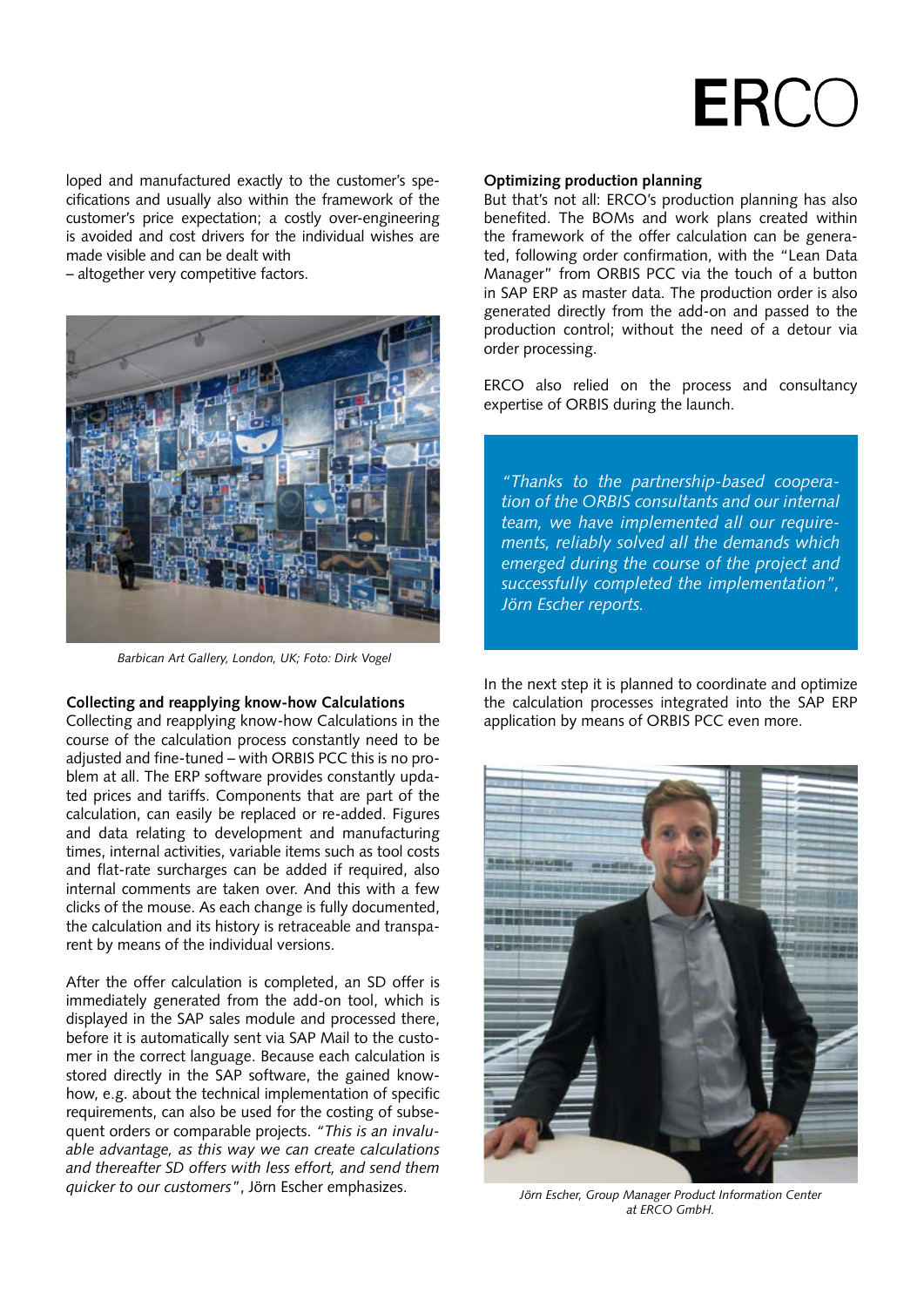loped and manufactured exactly to the customer's specifications and usually also within the framework of the customer's price expectation; a costly over-engineering is avoided and cost drivers for the individual wishes are made visible and can be dealt with – altogether very competitive factors.

Barbican Art Gallery, London, UK; Foto: Dirk Vogel

**Collecting and reapplying know-how Calculations**

Collecting and reapplying know-how Calculations in the course of the calculation process constantly need to be adjusted and fine-tuned – with ORBIS PCC this is no problem at all. The ERP software provides constantly updated prices and tariffs. Components that are part of the calculation, can easily be replaced or re-added. Figures and data relating to development and manufacturing times, internal activities, variable items such as tool costs and flat-rate surcharges can be added if required, also internal comments are taken over. And this with a few clicks of the mouse. As each change is fully documented, the calculation and its history is retraceable and transparent by means of the individual versions.

After the offer calculation is completed, an SD offer is immediately generated from the add-on tool, which is displayed in the SAP sales module and processed there, before it is automatically sent via SAP Mail to the customer in the correct language. Because each calculation is stored directly in the SAP software, the gained know-how, e.g. about the technical implementation of specific requirements, can also be used for the costing of subsequent orders or comparable projects. *"This is an invaluable advantage, as this way we can create calculations and thereafter SD offers with less effort, and send them quicker to our customers"*, Jörn Escher emphasizes.

**Optimizing production planning**

But that's not all: ERCO's production planning has also benefited. The BOMs and work plans created within the framework of the offer calculation can be generated, following order confirmation, with the "Lean Data Manager" from ORBIS PCC via the touch of a button in SAP ERP as master data. The production order is also generated directly from the add-on and passed to the production control; without the need of a detour via order processing.

ERCO also relied on the process and consultancy expertise of ORBIS during the launch.

*"Thanks to the partnership-based cooperation of the ORBIS consultants and our internal team, we have implemented all our requirements, reliably solved all the demands which emerged during the course of the project and successfully completed the implementation", Jörn Escher reports.*

In the next step it is planned to coordinate and optimize the calculation processes integrated into the SAP ERP application by means of ORBIS PCC even more.

*Jörn Escher, Group Manager Product Information Center at ERCO GmbH.*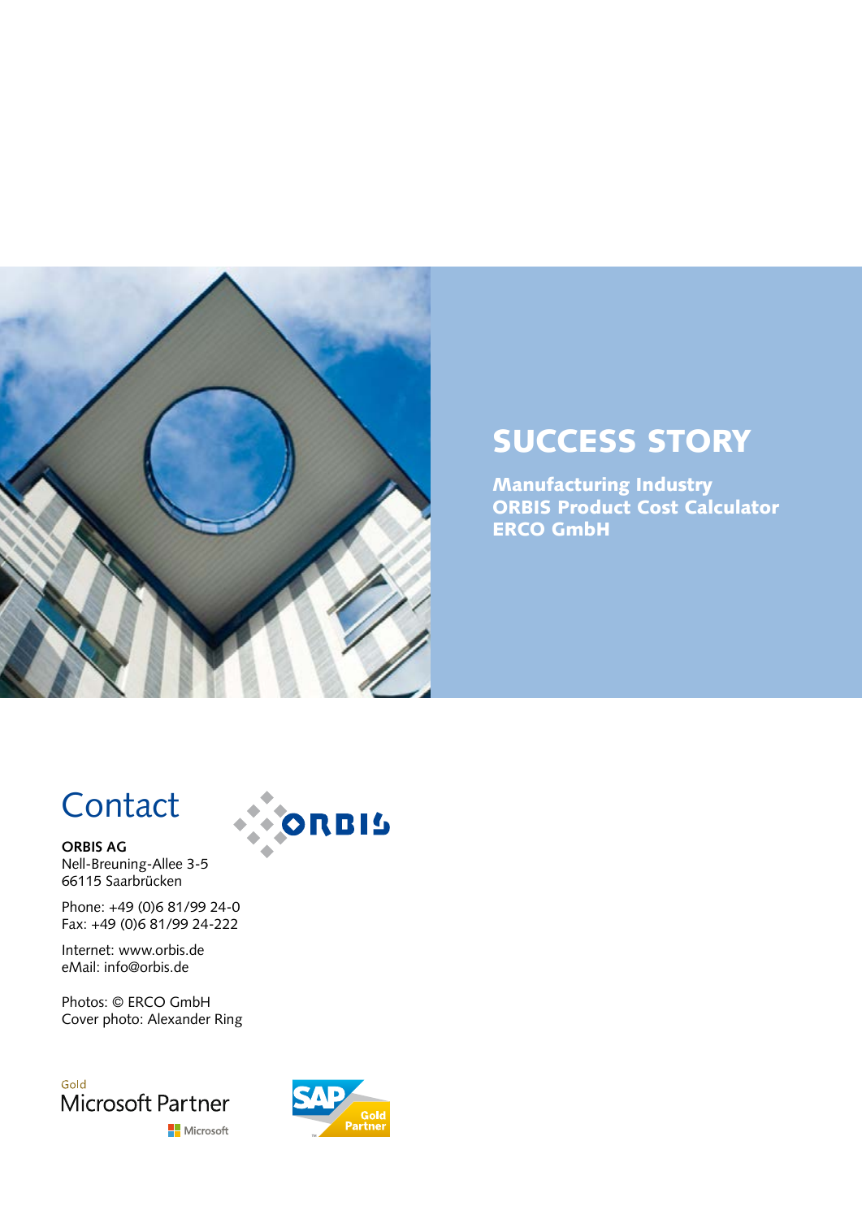# SUCCESS STORY

**Manufacturing Industry**
**ORBIS Product Cost Calculator**
**ERCO GmbH**

## Contact

**ORBIS AG**
Nell-Breuning-Allee 3-5
66115 Saarbrücken

Phone: +49 (0)6 81/99 24-0
Fax: +49 (0)6 81/99 24-222

Internet: www.orbis.de
eMail: info@orbis.de

Photos: © ERCO GmbH
Cover photo: Alexander Ring

Gold Microsoft Partner

SAP Gold Partner